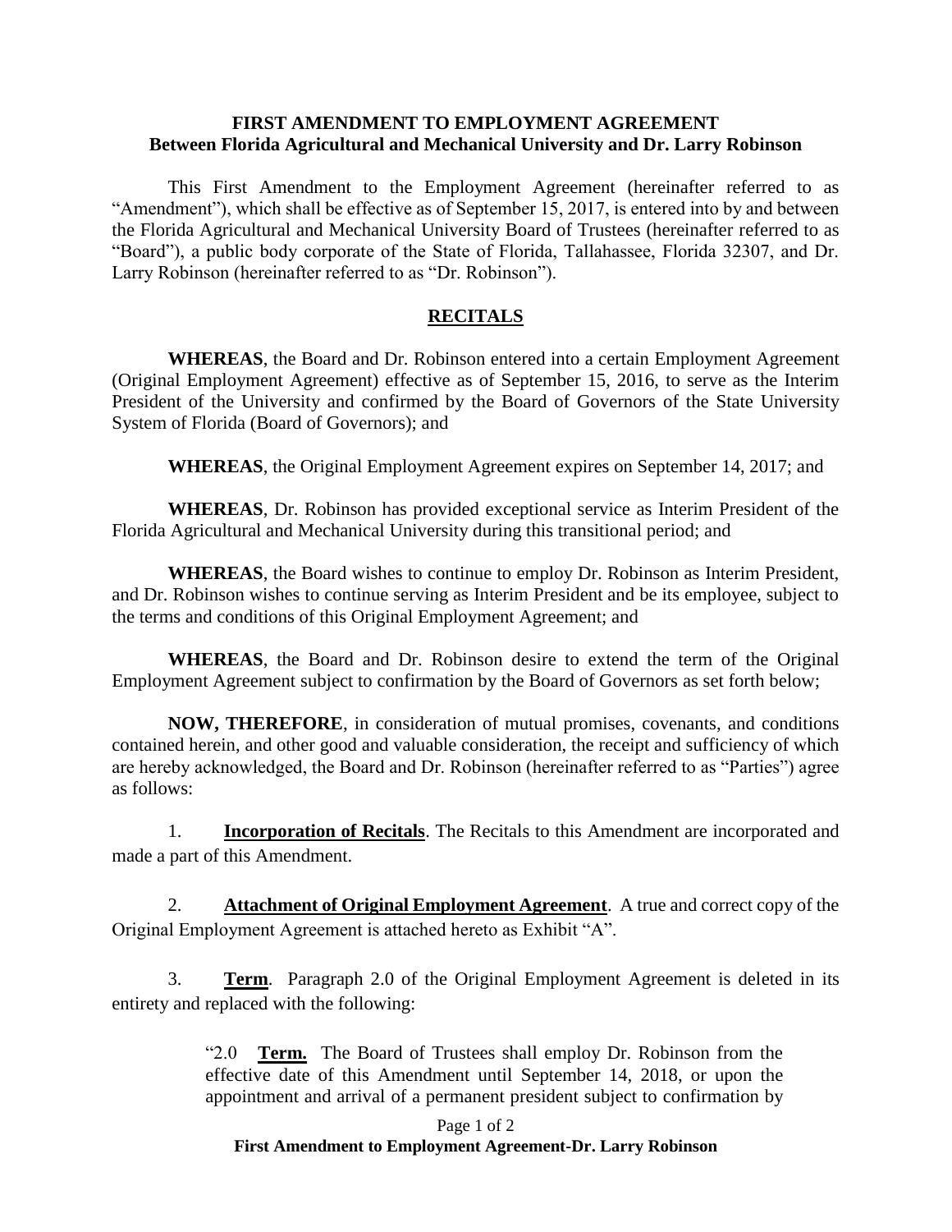**FIRST AMENDMENT TO EMPLOYMENT AGREEMENT**
**Between Florida Agricultural and Mechanical University and Dr. Larry Robinson**

This First Amendment to the Employment Agreement (hereinafter referred to as "Amendment"), which shall be effective as of September 15, 2017, is entered into by and between the Florida Agricultural and Mechanical University Board of Trustees (hereinafter referred to as "Board"), a public body corporate of the State of Florida, Tallahassee, Florida 32307, and Dr. Larry Robinson (hereinafter referred to as "Dr. Robinson").

## RECITALS

**WHEREAS**, the Board and Dr. Robinson entered into a certain Employment Agreement (Original Employment Agreement) effective as of September 15, 2016, to serve as the Interim President of the University and confirmed by the Board of Governors of the State University System of Florida (Board of Governors); and

**WHEREAS**, the Original Employment Agreement expires on September 14, 2017; and

**WHEREAS**, Dr. Robinson has provided exceptional service as Interim President of the Florida Agricultural and Mechanical University during this transitional period; and

**WHEREAS**, the Board wishes to continue to employ Dr. Robinson as Interim President, and Dr. Robinson wishes to continue serving as Interim President and be its employee, subject to the terms and conditions of this Original Employment Agreement; and

**WHEREAS**, the Board and Dr. Robinson desire to extend the term of the Original Employment Agreement subject to confirmation by the Board of Governors as set forth below;

**NOW, THEREFORE**, in consideration of mutual promises, covenants, and conditions contained herein, and other good and valuable consideration, the receipt and sufficiency of which are hereby acknowledged, the Board and Dr. Robinson (hereinafter referred to as "Parties") agree as follows:

1. **Incorporation of Recitals**. The Recitals to this Amendment are incorporated and made a part of this Amendment.

2. **Attachment of Original Employment Agreement**. A true and correct copy of the Original Employment Agreement is attached hereto as Exhibit "A".

3. **Term**. Paragraph 2.0 of the Original Employment Agreement is deleted in its entirety and replaced with the following:

> "2.0 **Term.** The Board of Trustees shall employ Dr. Robinson from the effective date of this Amendment until September 14, 2018, or upon the appointment and arrival of a permanent president subject to confirmation by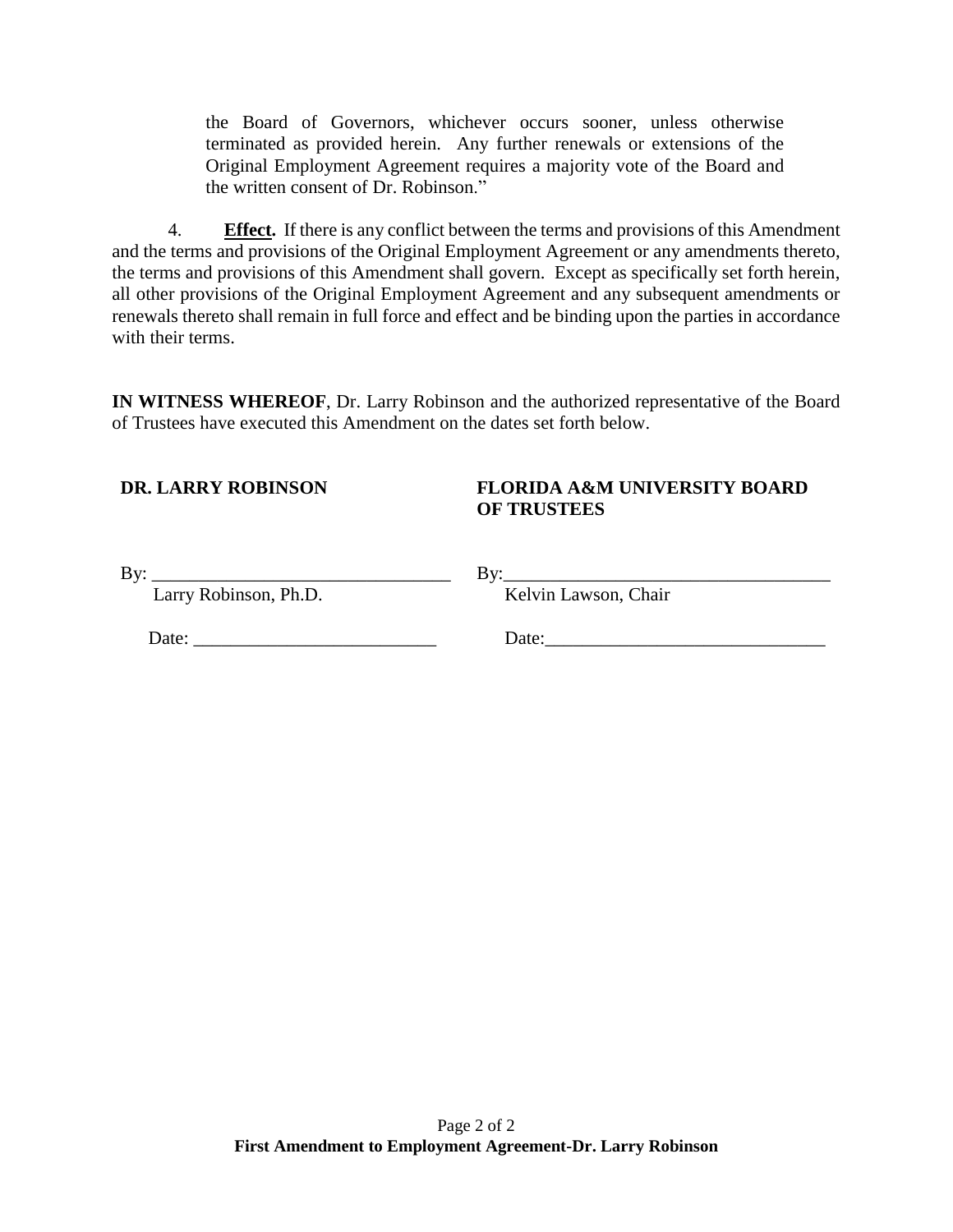> the Board of Governors, whichever occurs sooner, unless otherwise terminated as provided herein. Any further renewals or extensions of the Original Employment Agreement requires a majority vote of the Board and the written consent of Dr. Robinson."

4. **Effect.** If there is any conflict between the terms and provisions of this Amendment and the terms and provisions of the Original Employment Agreement or any amendments thereto, the terms and provisions of this Amendment shall govern. Except as specifically set forth herein, all other provisions of the Original Employment Agreement and any subsequent amendments or renewals thereto shall remain in full force and effect and be binding upon the parties in accordance with their terms.

**IN WITNESS WHEREOF**, Dr. Larry Robinson and the authorized representative of the Board of Trustees have executed this Amendment on the dates set forth below.

| **DR. LARRY ROBINSON** | **FLORIDA A&M UNIVERSITY BOARD OF TRUSTEES** |
|---|---|
| By: _______________________________ | By: _______________________________ |
| Larry Robinson, Ph.D. | Kelvin Lawson, Chair |
| Date: _________________________ | Date: _____________________________ |